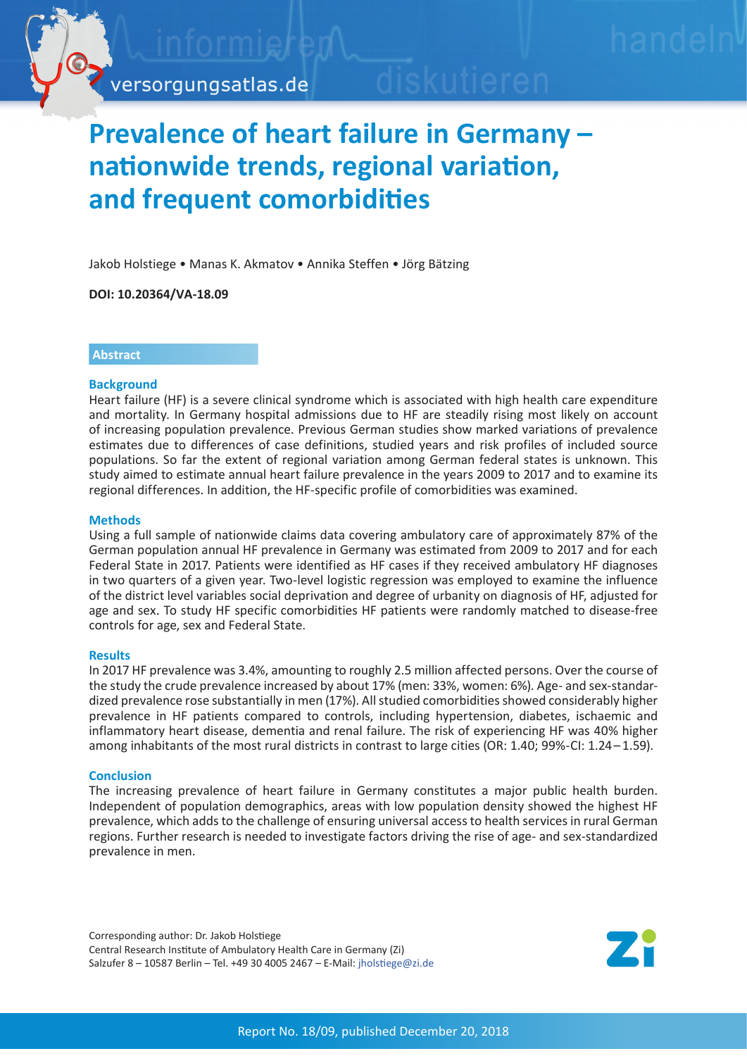# Prevalence of heart failure in Germany – nationwide trends, regional variation, and frequent comorbidities

Jakob Holstiege • Manas K. Akmatov • Annika Steffen • Jörg Bätzing

**DOI: 10.20364/VA-18.09**

## Abstract

### Background

Heart failure (HF) is a severe clinical syndrome which is associated with high health care expenditure and mortality. In Germany hospital admissions due to HF are steadily rising most likely on account of increasing population prevalence. Previous German studies show marked variations of prevalence estimates due to differences of case definitions, studied years and risk profiles of included source populations. So far the extent of regional variation among German federal states is unknown. This study aimed to estimate annual heart failure prevalence in the years 2009 to 2017 and to examine its regional differences. In addition, the HF-specific profile of comorbidities was examined.

### Methods

Using a full sample of nationwide claims data covering ambulatory care of approximately 87% of the German population annual HF prevalence in Germany was estimated from 2009 to 2017 and for each Federal State in 2017. Patients were identified as HF cases if they received ambulatory HF diagnoses in two quarters of a given year. Two-level logistic regression was employed to examine the influence of the district level variables social deprivation and degree of urbanity on diagnosis of HF, adjusted for age and sex. To study HF specific comorbidities HF patients were randomly matched to disease-free controls for age, sex and Federal State.

### Results

In 2017 HF prevalence was 3.4%, amounting to roughly 2.5 million affected persons. Over the course of the study the crude prevalence increased by about 17% (men: 33%, women: 6%). Age- and sex-standardized prevalence rose substantially in men (17%). All studied comorbidities showed considerably higher prevalence in HF patients compared to controls, including hypertension, diabetes, ischaemic and inflammatory heart disease, dementia and renal failure. The risk of experiencing HF was 40% higher among inhabitants of the most rural districts in contrast to large cities (OR: 1.40; 99%-CI: 1.24 – 1.59).

### Conclusion

The increasing prevalence of heart failure in Germany constitutes a major public health burden. Independent of population demographics, areas with low population density showed the highest HF prevalence, which adds to the challenge of ensuring universal access to health services in rural German regions. Further research is needed to investigate factors driving the rise of age- and sex-standardized prevalence in men.

Corresponding author: Dr. Jakob Holstiege
Central Research Institute of Ambulatory Health Care in Germany (Zi)
Salzufer 8 – 10587 Berlin – Tel. +49 30 4005 2467 – E-Mail: jholstiege@zi.de

Report No. 18/09, published December 20, 2018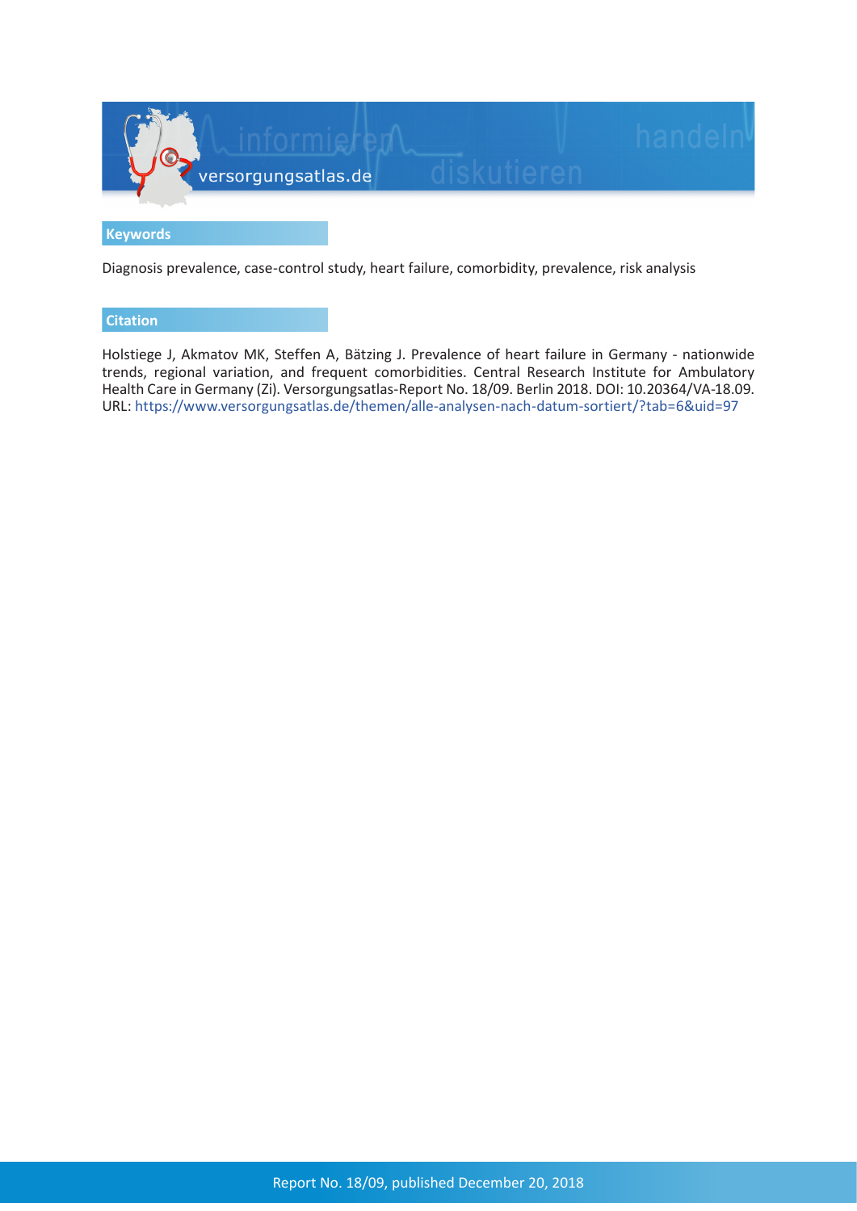## Keywords

Diagnosis prevalence, case-control study, heart failure, comorbidity, prevalence, risk analysis

## Citation

Holstiege J, Akmatov MK, Steffen A, Bätzing J. Prevalence of heart failure in Germany - nationwide trends, regional variation, and frequent comorbidities. Central Research Institute for Ambulatory Health Care in Germany (Zi). Versorgungsatlas-Report No. 18/09. Berlin 2018. DOI: 10.20364/VA-18.09. URL: https://www.versorgungsatlas.de/themen/alle-analysen-nach-datum-sortiert/?tab=6&uid=97

Report No. 18/09, published December 20, 2018